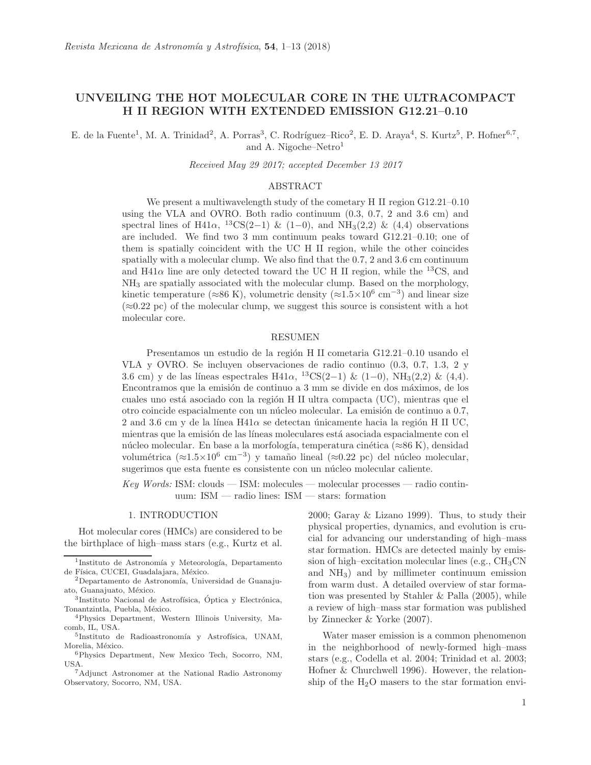# UNVEILING THE HOT MOLECULAR CORE IN THE ULTRACOMPACT H II REGION WITH EXTENDED EMISSION G12.21–0.10

E. de la Fuente[1], M. A. Trinidad[2], A. Porras[3], C. Rodríguez–Rico[2], E. D. Araya[4], S. Kurtz[5], P. Hofner[6,7], and A. Nigoche–Netro[1]

*Received May 29 2017; accepted December 13 2017*

## ABSTRACT

We present a multiwavelength study of the cometary H II region G12.21–0.10 using the VLA and OVRO. Both radio continuum (0.3, 0.7, 2 and 3.6 cm) and spectral lines of H41$\alpha$, $^{13}$CS(2−1) & (1−0), and $NH_3$(2,2) & (4,4) observations are included. We find two 3 mm continuum peaks toward G12.21–0.10; one of them is spatially coincident with the UC H II region, while the other coincides spatially with a molecular clump. We also find that the 0.7, 2 and 3.6 cm continuum and H41$\alpha$ line are only detected toward the UC H II region, while the $^{13}$CS, and $NH_3$ are spatially associated with the molecular clump. Based on the morphology, kinetic temperature ($\approx$86 K), volumetric density ($\approx 1.5\times10^6$ cm$^{-3}$) and linear size ($\approx$0.22 pc) of the molecular clump, we suggest this source is consistent with a hot molecular core.

## RESUMEN

Presentamos un estudio de la región H II cometaria G12.21–0.10 usando el VLA y OVRO. Se incluyen observaciones de radio continuo (0.3, 0.7, 1.3, 2 y 3.6 cm) y de las líneas espectrales H41$\alpha$, $^{13}$CS(2−1) & (1−0), $NH_3$(2,2) & (4,4). Encontramos que la emisión de continuo a 3 mm se divide en dos máximos, de los cuales uno está asociado con la región H II ultra compacta (UC), mientras que el otro coincide espacialmente con un núcleo molecular. La emisión de continuo a 0.7, 2 and 3.6 cm y de la línea H41$\alpha$ se detectan únicamente hacia la región H II UC, mientras que la emisión de las líneas moleculares está asociada espacialmente con el núcleo molecular. En base a la morfología, temperatura cinética ($\approx$86 K), densidad volumétrica ($\approx 1.5\times10^6$ cm$^{-3}$) y tamaño lineal ($\approx$0.22 pc) del núcleo molecular, sugerimos que esta fuente es consistente con un núcleo molecular caliente.

*Key Words:* ISM: clouds — ISM: molecules — molecular processes — radio continuum: ISM — radio lines: ISM — stars: formation

## 1. INTRODUCTION

Hot molecular cores (HMCs) are considered to be the birthplace of high–mass stars (e.g., Kurtz et al. 2000; Garay & Lizano 1999). Thus, to study their physical properties, dynamics, and evolution is crucial for advancing our understanding of high–mass star formation. HMCs are detected mainly by emission of high–excitation molecular lines (e.g., $CH_3CN$ and $NH_3$) and by millimeter continuum emission from warm dust. A detailed overview of star formation was presented by Stahler & Palla (2005), while a review of high–mass star formation was published by Zinnecker & Yorke (2007).

Water maser emission is a common phenomenon in the neighborhood of newly-formed high–mass stars (e.g., Codella et al. 2004; Trinidad et al. 2003; Hofner & Churchwell 1996). However, the relationship of the $H_2O$ masers to the star formation envi-

[1]Instituto de Astronomía y Meteorología, Departamento de Física, CUCEI, Guadalajara, México.

[2]Departamento de Astronomía, Universidad de Guanajuato, Guanajuato, México.

[3]Instituto Nacional de Astrofísica, Óptica y Electrónica, Tonantzintla, Puebla, México.

[4]Physics Department, Western Illinois University, Macomb, IL, USA.

[5]Instituto de Radioastronomía y Astrofísica, UNAM, Morelia, México.

[6]Physics Department, New Mexico Tech, Socorro, NM, USA.

[7]Adjunct Astronomer at the National Radio Astronomy Observatory, Socorro, NM, USA.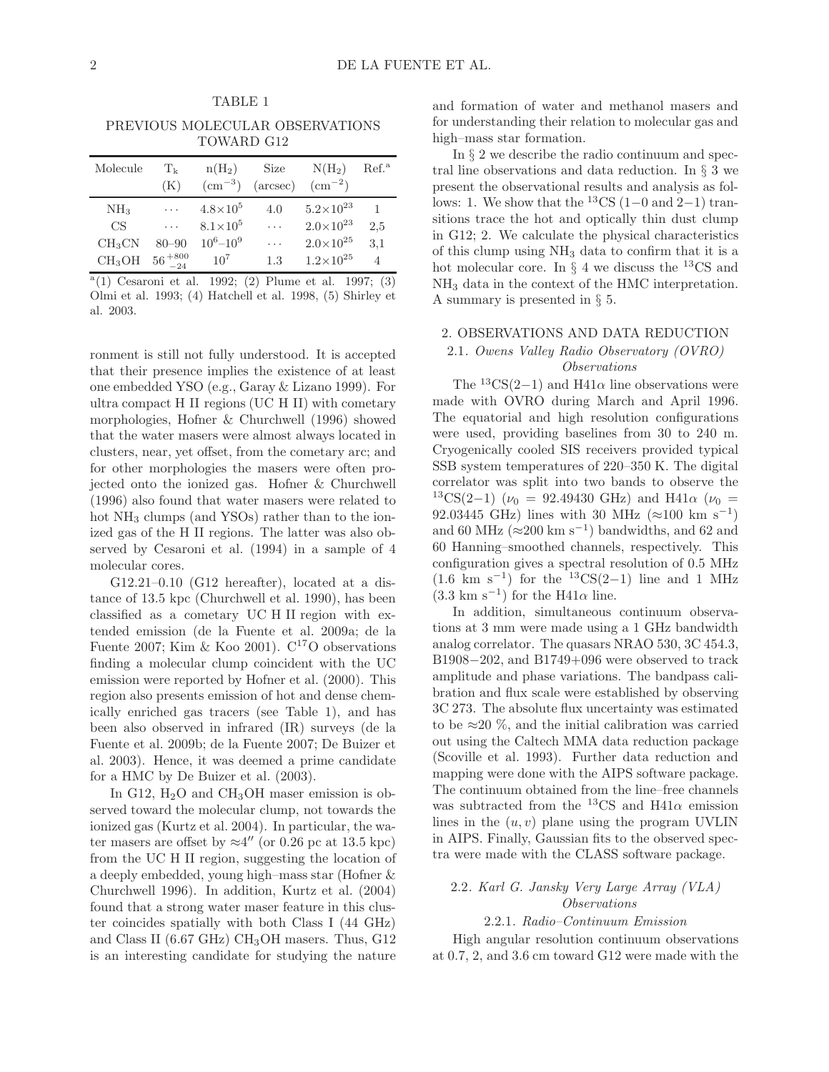TABLE 1

PREVIOUS MOLECULAR OBSERVATIONS TOWARD G12

| Molecule | $T_k$ (K) | $n(H_2)$ ($cm^{-3}$) | Size (arcsec) | $N(H_2)$ ($cm^{-2}$) | Ref.[a] |
|---|---|---|---|---|---|
| $NH_3$ | ... | $4.8\times10^5$ | 4.0 | $5.2\times10^{23}$ | 1 |
| CS | ... | $8.1\times10^5$ | ... | $2.0\times10^{23}$ | 2,5 |
| $CH_3CN$ | 80–90 | $10^6$–$10^9$ | ... | $2.0\times10^{25}$ | 3,1 |
| $CH_3OH$ | $56^{+800}_{-24}$ | $10^7$ | 1.3 | $1.2\times10^{25}$ | 4 |

[a](1) Cesaroni et al. 1992; (2) Plume et al. 1997; (3) Olmi et al. 1993; (4) Hatchell et al. 1998, (5) Shirley et al. 2003.

ronment is still not fully understood. It is accepted that their presence implies the existence of at least one embedded YSO (e.g., Garay & Lizano 1999). For ultra compact H II regions (UC H II) with cometary morphologies, Hofner & Churchwell (1996) showed that the water masers were almost always located in clusters, near, yet offset, from the cometary arc; and for other morphologies the masers were often projected onto the ionized gas. Hofner & Churchwell (1996) also found that water masers were related to hot $NH_3$ clumps (and YSOs) rather than to the ionized gas of the H II regions. The latter was also observed by Cesaroni et al. (1994) in a sample of 4 molecular cores.

G12.21–0.10 (G12 hereafter), located at a distance of 13.5 kpc (Churchwell et al. 1990), has been classified as a cometary UC H II region with extended emission (de la Fuente et al. 2009a; de la Fuente 2007; Kim & Koo 2001). $C^{17}O$ observations finding a molecular clump coincident with the UC emission were reported by Hofner et al. (2000). This region also presents emission of hot and dense chemically enriched gas tracers (see Table 1), and has been also observed in infrared (IR) surveys (de la Fuente et al. 2009b; de la Fuente 2007; De Buizer et al. 2003). Hence, it was deemed a prime candidate for a HMC by De Buizer et al. (2003).

In G12, $H_2O$ and $CH_3OH$ maser emission is observed toward the molecular clump, not towards the ionized gas (Kurtz et al. 2004). In particular, the water masers are offset by $\approx4''$ (or 0.26 pc at 13.5 kpc) from the UC H II region, suggesting the location of a deeply embedded, young high–mass star (Hofner & Churchwell 1996). In addition, Kurtz et al. (2004) found that a strong water maser feature in this cluster coincides spatially with both Class I (44 GHz) and Class II (6.67 GHz) $CH_3OH$ masers. Thus, G12 is an interesting candidate for studying the nature and formation of water and methanol masers and for understanding their relation to molecular gas and high–mass star formation.

In § 2 we describe the radio continuum and spectral line observations and data reduction. In § 3 we present the observational results and analysis as follows: 1. We show that the $^{13}$CS (1−0 and 2−1) transitions trace the hot and optically thin dust clump in G12; 2. We calculate the physical characteristics of this clump using $NH_3$ data to confirm that it is a hot molecular core. In § 4 we discuss the $^{13}$CS and $NH_3$ data in the context of the HMC interpretation. A summary is presented in § 5.

## 2. OBSERVATIONS AND DATA REDUCTION

### 2.1. *Owens Valley Radio Observatory (OVRO) Observations*

The $^{13}$CS(2−1) and H41$\alpha$ line observations were made with OVRO during March and April 1996. The equatorial and high resolution configurations were used, providing baselines from 30 to 240 m. Cryogenically cooled SIS receivers provided typical SSB system temperatures of 220–350 K. The digital correlator was split into two bands to observe the $^{13}$CS(2−1) ($\nu_0$ = 92.49430 GHz) and H41$\alpha$ ($\nu_0$ = 92.03445 GHz) lines with 30 MHz ($\approx$100 km s$^{-1}$) and 60 MHz ($\approx$200 km s$^{-1}$) bandwidths, and 62 and 60 Hanning–smoothed channels, respectively. This configuration gives a spectral resolution of 0.5 MHz (1.6 km s$^{-1}$) for the $^{13}$CS(2−1) line and 1 MHz (3.3 km s$^{-1}$) for the H41$\alpha$ line.

In addition, simultaneous continuum observations at 3 mm were made using a 1 GHz bandwidth analog correlator. The quasars NRAO 530, 3C 454.3, B1908−202, and B1749+096 were observed to track amplitude and phase variations. The bandpass calibration and flux scale were established by observing 3C 273. The absolute flux uncertainty was estimated to be $\approx$20 %, and the initial calibration was carried out using the Caltech MMA data reduction package (Scoville et al. 1993). Further data reduction and mapping were done with the AIPS software package. The continuum obtained from the line–free channels was subtracted from the $^{13}$CS and H41$\alpha$ emission lines in the $(u, v)$ plane using the program UVLIN in AIPS. Finally, Gaussian fits to the observed spectra were made with the CLASS software package.

### 2.2. *Karl G. Jansky Very Large Array (VLA) Observations*

#### 2.2.1. *Radio–Continuum Emission*

High angular resolution continuum observations at 0.7, 2, and 3.6 cm toward G12 were made with the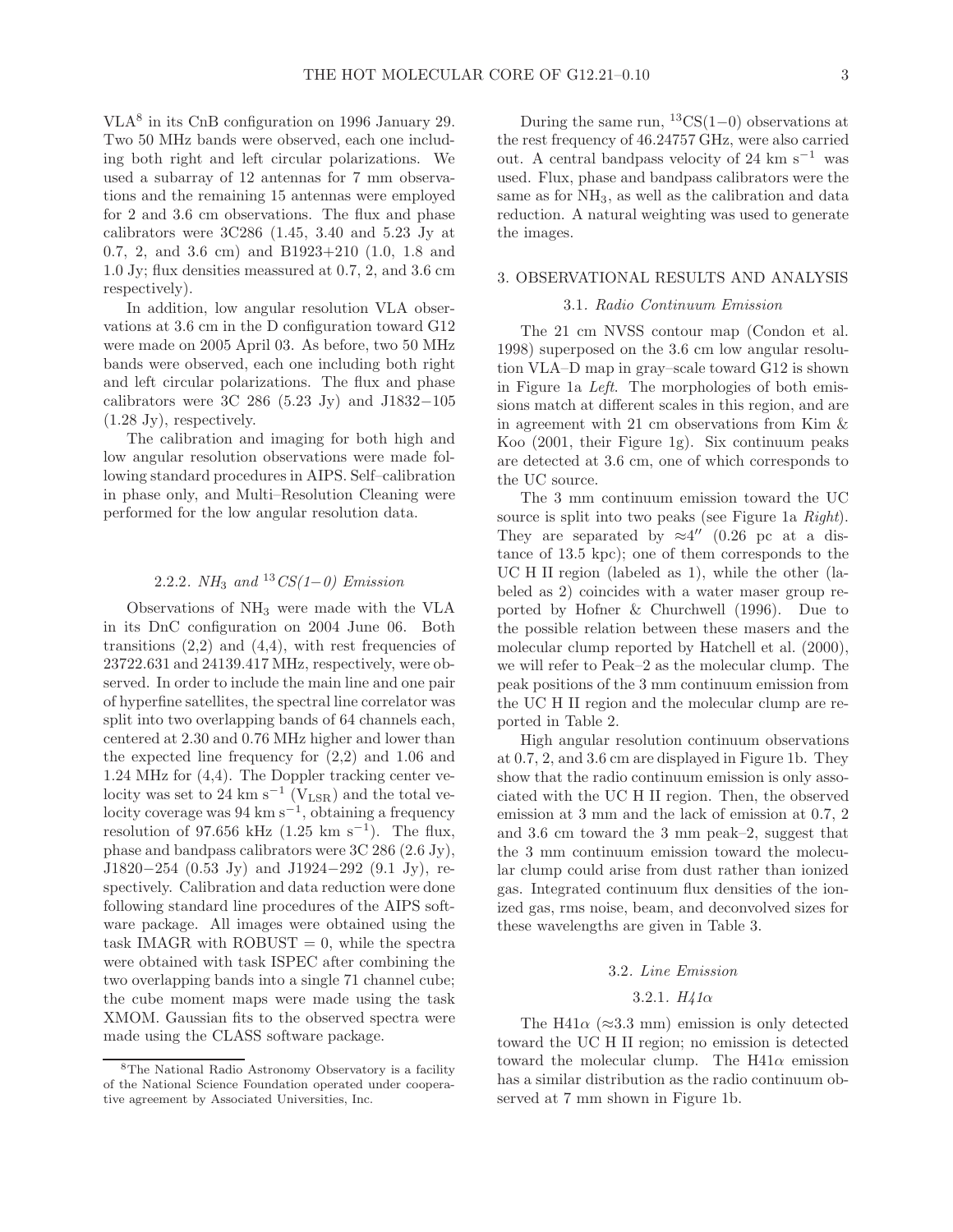VLA[8] in its CnB configuration on 1996 January 29. Two 50 MHz bands were observed, each one including both right and left circular polarizations. We used a subarray of 12 antennas for 7 mm observations and the remaining 15 antennas were employed for 2 and 3.6 cm observations. The flux and phase calibrators were 3C286 (1.45, 3.40 and 5.23 Jy at 0.7, 2, and 3.6 cm) and B1923+210 (1.0, 1.8 and 1.0 Jy; flux densities meassured at 0.7, 2, and 3.6 cm respectively).

In addition, low angular resolution VLA observations at 3.6 cm in the D configuration toward G12 were made on 2005 April 03. As before, two 50 MHz bands were observed, each one including both right and left circular polarizations. The flux and phase calibrators were 3C 286 (5.23 Jy) and J1832−105 (1.28 Jy), respectively.

The calibration and imaging for both high and low angular resolution observations were made following standard procedures in AIPS. Self–calibration in phase only, and Multi–Resolution Cleaning were performed for the low angular resolution data.

### 2.2.2. *$NH_3$ and $^{13}CS$(1−0) Emission*

Observations of $NH_3$ were made with the VLA in its DnC configuration on 2004 June 06. Both transitions (2,2) and (4,4), with rest frequencies of 23722.631 and 24139.417 MHz, respectively, were observed. In order to include the main line and one pair of hyperfine satellites, the spectral line correlator was split into two overlapping bands of 64 channels each, centered at 2.30 and 0.76 MHz higher and lower than the expected line frequency for (2,2) and 1.06 and 1.24 MHz for (4,4). The Doppler tracking center velocity was set to 24 km s$^{-1}$ ($V_{LSR}$) and the total velocity coverage was 94 km s$^{-1}$, obtaining a frequency resolution of 97.656 kHz (1.25 km s$^{-1}$). The flux, phase and bandpass calibrators were 3C 286 (2.6 Jy), J1820−254 (0.53 Jy) and J1924−292 (9.1 Jy), respectively. Calibration and data reduction were done following standard line procedures of the AIPS software package. All images were obtained using the task IMAGR with ROBUST = 0, while the spectra were obtained with task ISPEC after combining the two overlapping bands into a single 71 channel cube; the cube moment maps were made using the task XMOM. Gaussian fits to the observed spectra were made using the CLASS software package.

During the same run, $^{13}$CS(1−0) observations at the rest frequency of 46.24757 GHz, were also carried out. A central bandpass velocity of 24 km s$^{-1}$ was used. Flux, phase and bandpass calibrators were the same as for $NH_3$, as well as the calibration and data reduction. A natural weighting was used to generate the images.

## 3. OBSERVATIONAL RESULTS AND ANALYSIS

### 3.1. *Radio Continuum Emission*

The 21 cm NVSS contour map (Condon et al. 1998) superposed on the 3.6 cm low angular resolution VLA–D map in gray–scale toward G12 is shown in Figure 1a *Left*. The morphologies of both emissions match at different scales in this region, and are in agreement with 21 cm observations from Kim & Koo (2001, their Figure 1g). Six continuum peaks are detected at 3.6 cm, one of which corresponds to the UC source.

The 3 mm continuum emission toward the UC source is split into two peaks (see Figure 1a *Right*). They are separated by $\approx 4''$ (0.26 pc at a distance of 13.5 kpc); one of them corresponds to the UC H II region (labeled as 1), while the other (labeled as 2) coincides with a water maser group reported by Hofner & Churchwell (1996). Due to the possible relation between these masers and the molecular clump reported by Hatchell et al. (2000), we will refer to Peak–2 as the molecular clump. The peak positions of the 3 mm continuum emission from the UC H II region and the molecular clump are reported in Table 2.

High angular resolution continuum observations at 0.7, 2, and 3.6 cm are displayed in Figure 1b. They show that the radio continuum emission is only associated with the UC H II region. Then, the observed emission at 3 mm and the lack of emission at 0.7, 2 and 3.6 cm toward the 3 mm peak–2, suggest that the 3 mm continuum emission toward the molecular clump could arise from dust rather than ionized gas. Integrated continuum flux densities of the ionized gas, rms noise, beam, and deconvolved sizes for these wavelengths are given in Table 3.

### 3.2. *Line Emission*

#### 3.2.1. *H41α*

The H41α (≈3.3 mm) emission is only detected toward the UC H II region; no emission is detected toward the molecular clump. The H41α emission has a similar distribution as the radio continuum observed at 7 mm shown in Figure 1b.

[8]The National Radio Astronomy Observatory is a facility of the National Science Foundation operated under cooperative agreement by Associated Universities, Inc.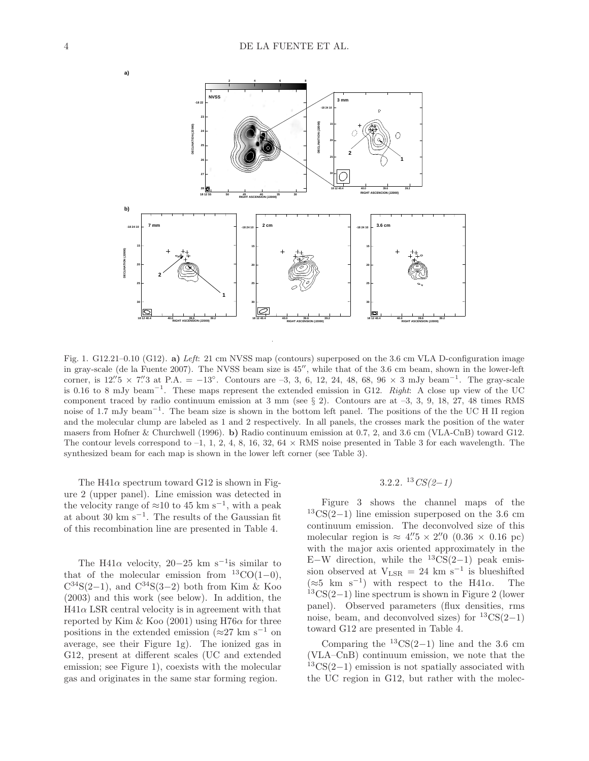Fig. 1. G12.21–0.10 (G12). **a)** *Left*: 21 cm NVSS map (contours) superposed on the 3.6 cm VLA D-configuration image in gray-scale (de la Fuente 2007). The NVSS beam size is 45″, while that of the 3.6 cm beam, shown in the lower-left corner, is 12.″5 × 7.″3 at P.A. = −13°. Contours are –3, 3, 6, 12, 24, 48, 68, 96 × 3 mJy beam$^{-1}$. The gray-scale is 0.16 to 8 mJy beam$^{-1}$. These maps represent the extended emission in G12. *Right*: A close up view of the UC component traced by radio continuum emission at 3 mm (see § 2). Contours are at –3, 3, 9, 18, 27, 48 times RMS noise of 1.7 mJy beam$^{-1}$. The beam size is shown in the bottom left panel. The positions of the the UC H II region and the molecular clump are labeled as 1 and 2 respectively. In all panels, the crosses mark the position of the water masers from Hofner & Churchwell (1996). **b)** Radio continuum emission at 0.7, 2, and 3.6 cm (VLA-CnB) toward G12. The contour levels correspond to –1, 1, 2, 4, 8, 16, 32, 64 × RMS noise presented in Table 3 for each wavelength. The synthesized beam for each map is shown in the lower left corner (see Table 3).

The H41$\alpha$ spectrum toward G12 is shown in Figure 2 (upper panel). Line emission was detected in the velocity range of ≈10 to 45 km s$^{-1}$, with a peak at about 30 km s$^{-1}$. The results of the Gaussian fit of this recombination line are presented in Table 4.

The H41$\alpha$ velocity, 20−25 km s$^{-1}$is similar to that of the molecular emission from $^{13}$CO(1−0), C$^{34}$S(2−1), and C$^{34}$S(3−2) both from Kim & Koo (2003) and this work (see below). In addition, the H41$\alpha$ LSR central velocity is in agreement with that reported by Kim & Koo (2001) using H76$\alpha$ for three positions in the extended emission (≈27 km s$^{-1}$ on average, see their Figure 1g). The ionized gas in G12, present at different scales (UC and extended emission; see Figure 1), coexists with the molecular gas and originates in the same star forming region.

#### 3.2.2. $^{13}$*CS(2–1)*

Figure 3 shows the channel maps of the $^{13}$CS(2−1) line emission superposed on the 3.6 cm continuum emission. The deconvolved size of this molecular region is ≈ 4.″5 × 2.″0 (0.36 × 0.16 pc) with the major axis oriented approximately in the E−W direction, while the $^{13}$CS(2−1) peak emission observed at $V_{LSR}$ = 24 km s$^{-1}$ is blueshifted (≈5 km s$^{-1}$) with respect to the H41$\alpha$. The $^{13}$CS(2−1) line spectrum is shown in Figure 2 (lower panel). Observed parameters (flux densities, rms noise, beam, and deconvolved sizes) for $^{13}$CS(2−1) toward G12 are presented in Table 4.

Comparing the $^{13}$CS(2−1) line and the 3.6 cm (VLA–CnB) continuum emission, we note that the $^{13}$CS(2−1) emission is not spatially associated with the UC region in G12, but rather with the molec-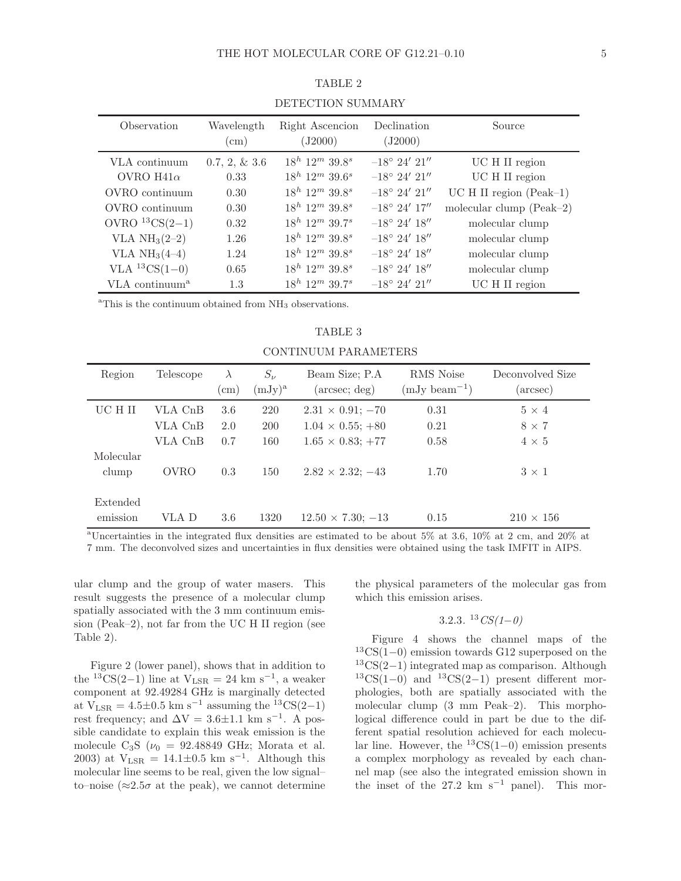TABLE 2

DETECTION SUMMARY

| Observation | Wavelength (cm) | Right Ascencion (J2000) | Declination (J2000) | Source |
|---|---|---|---|---|
| VLA continuum | 0.7, 2, & 3.6 | $18^h\ 12^m\ 39.8^s$ | $-18^\circ\ 24'\ 21''$ | UC H II region |
| OVRO H41$\alpha$ | 0.33 | $18^h\ 12^m\ 39.6^s$ | $-18^\circ\ 24'\ 21''$ | UC H II region |
| OVRO continuum | 0.30 | $18^h\ 12^m\ 39.8^s$ | $-18^\circ\ 24'\ 21''$ | UC H II region (Peak–1) |
| OVRO continuum | 0.30 | $18^h\ 12^m\ 39.8^s$ | $-18^\circ\ 24'\ 17''$ | molecular clump (Peak–2) |
| OVRO $^{13}$CS(2−1) | 0.32 | $18^h\ 12^m\ 39.7^s$ | $-18^\circ\ 24'\ 18''$ | molecular clump |
| VLA $NH_3$(2–2) | 1.26 | $18^h\ 12^m\ 39.8^s$ | $-18^\circ\ 24'\ 18''$ | molecular clump |
| VLA $NH_3$(4–4) | 1.24 | $18^h\ 12^m\ 39.8^s$ | $-18^\circ\ 24'\ 18''$ | molecular clump |
| VLA $^{13}$CS(1−0) | 0.65 | $18^h\ 12^m\ 39.8^s$ | $-18^\circ\ 24'\ 18''$ | molecular clump |
| VLA continuum[a] | 1.3 | $18^h\ 12^m\ 39.7^s$ | $-18^\circ\ 24'\ 21''$ | UC H II region |

[a]This is the continuum obtained from $NH_3$ observations.

TABLE 3

CONTINUUM PARAMETERS

| Region | Telescope | $\lambda$ (cm) | $S_\nu$ (mJy)[a] | Beam Size; P.A (arcsec; deg) | RMS Noise (mJy beam$^{-1}$) | Deconvolved Size (arcsec) |
|---|---|---|---|---|---|---|
| UC H II | VLA CnB | 3.6 | 220 | $2.31 \times 0.91$; $-70$ | 0.31 | $5 \times 4$ |
| | VLA CnB | 2.0 | 200 | $1.04 \times 0.55$; $+80$ | 0.21 | $8 \times 7$ |
| | VLA CnB | 0.7 | 160 | $1.65 \times 0.83$; $+77$ | 0.58 | $4 \times 5$ |
| Molecular clump | OVRO | 0.3 | 150 | $2.82 \times 2.32$; $-43$ | 1.70 | $3 \times 1$ |
| Extended emission | VLA D | 3.6 | 1320 | $12.50 \times 7.30$; $-13$ | 0.15 | $210 \times 156$ |

[a]Uncertainties in the integrated flux densities are estimated to be about 5% at 3.6, 10% at 2 cm, and 20% at 7 mm. The deconvolved sizes and uncertainties in flux densities were obtained using the task IMFIT in AIPS.

ular clump and the group of water masers. This result suggests the presence of a molecular clump spatially associated with the 3 mm continuum emission (Peak–2), not far from the UC H II region (see Table 2).

Figure 2 (lower panel), shows that in addition to the $^{13}$CS(2−1) line at $V_{LSR} = 24$ km s$^{-1}$, a weaker component at 92.49284 GHz is marginally detected at $V_{LSR} = 4.5\pm0.5$ km s$^{-1}$ assuming the $^{13}$CS(2−1) rest frequency; and $\Delta V = 3.6\pm1.1$ km s$^{-1}$. A possible candidate to explain this weak emission is the molecule $C_3S$ ($\nu_0$ = 92.48849 GHz; Morata et al. 2003) at $V_{LSR} = 14.1\pm0.5$ km s$^{-1}$. Although this molecular line seems to be real, given the low signal–to–noise ($\approx 2.5\sigma$ at the peak), we cannot determine the physical parameters of the molecular gas from which this emission arises.

#### 3.2.3. $^{13}$*CS(1–0)*

Figure 4 shows the channel maps of the $^{13}$CS(1−0) emission towards G12 superposed on the $^{13}$CS(2−1) integrated map as comparison. Although $^{13}$CS(1−0) and $^{13}$CS(2−1) present different morphologies, both are spatially associated with the molecular clump (3 mm Peak–2). This morphological difference could in part be due to the different spatial resolution achieved for each molecular line. However, the $^{13}$CS(1−0) emission presents a complex morphology as revealed by each channel map (see also the integrated emission shown in the inset of the 27.2 km s$^{-1}$ panel). This mor-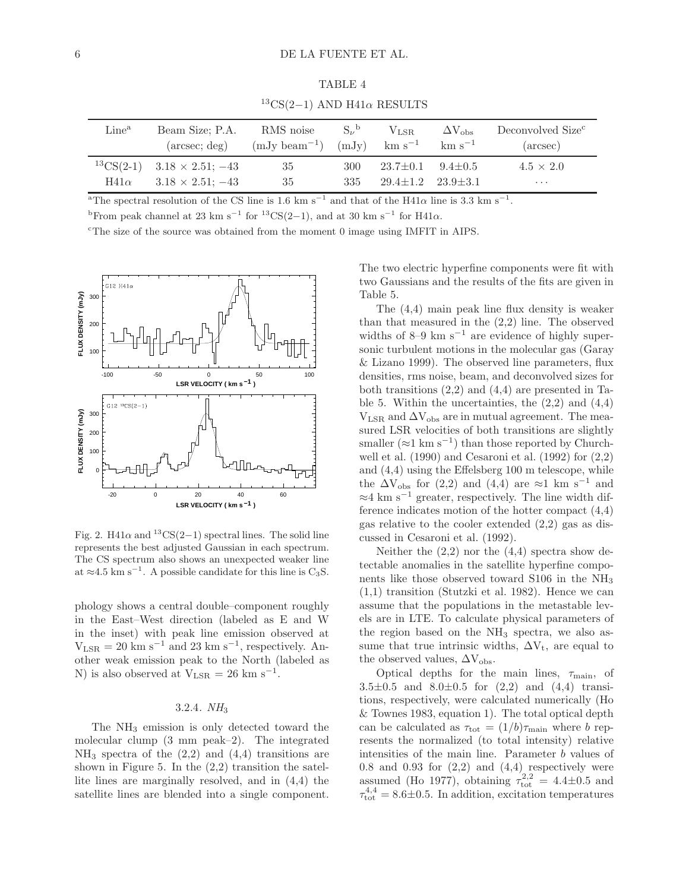TABLE 4

$^{13}$CS(2−1) AND H41$\alpha$ RESULTS

| Line[a] | Beam Size; P.A. (arcsec; deg) | RMS noise (mJy beam$^{-1}$) | $S_\nu$[b] (mJy) | $V_{LSR}$ km s$^{-1}$ | $\Delta V_{obs}$ km s$^{-1}$ | Deconvolved Size[c] (arcsec) |
|---|---|---|---|---|---|---|
| $^{13}$CS(2-1) | $3.18 \times 2.51$; −43 | 35 | 300 | 23.7±0.1 | 9.4±0.5 | $4.5 \times 2.0$ |
| H41$\alpha$ | $3.18 \times 2.51$; −43 | 35 | 335 | 29.4±1.2 | 23.9±3.1 | ... |

[a]The spectral resolution of the CS line is 1.6 km s$^{-1}$ and that of the H41$\alpha$ line is 3.3 km s$^{-1}$.

[b]From peak channel at 23 km s$^{-1}$ for $^{13}$CS(2−1), and at 30 km s$^{-1}$ for H41$\alpha$.

[c]The size of the source was obtained from the moment 0 image using IMFIT in AIPS.

Fig. 2. H41$\alpha$ and $^{13}$CS(2−1) spectral lines. The solid line represents the best adjusted Gaussian in each spectrum. The CS spectrum also shows an unexpected weaker line at ≈4.5 km s$^{-1}$. A possible candidate for this line is $C_3S$.

phology shows a central double–component roughly in the East–West direction (labeled as E and W in the inset) with peak line emission observed at $V_{LSR}$ = 20 km s$^{-1}$ and 23 km s$^{-1}$, respectively. Another weak emission peak to the North (labeled as N) is also observed at $V_{LSR}$ = 26 km s$^{-1}$.

### 3.2.4. *$NH_3$*

The $NH_3$ emission is only detected toward the molecular clump (3 mm peak–2). The integrated $NH_3$ spectra of the (2,2) and (4,4) transitions are shown in Figure 5. In the (2,2) transition the satellite lines are marginally resolved, and in (4,4) the satellite lines are blended into a single component. The two electric hyperfine components were fit with two Gaussians and the results of the fits are given in Table 5.

The (4,4) main peak line flux density is weaker than that measured in the (2,2) line. The observed widths of 8–9 km s$^{-1}$ are evidence of highly supersonic turbulent motions in the molecular gas (Garay & Lizano 1999). The observed line parameters, flux densities, rms noise, beam, and deconvolved sizes for both transitions (2,2) and (4,4) are presented in Table 5. Within the uncertainties, the (2,2) and (4,4) $V_{LSR}$ and $\Delta V_{obs}$ are in mutual agreement. The measured LSR velocities of both transitions are slightly smaller (≈1 km s$^{-1}$) than those reported by Churchwell et al. (1990) and Cesaroni et al. (1992) for (2,2) and (4,4) using the Effelsberg 100 m telescope, while the $\Delta V_{obs}$ for (2,2) and (4,4) are ≈1 km s$^{-1}$ and ≈4 km s$^{-1}$ greater, respectively. The line width difference indicates motion of the hotter compact (4,4) gas relative to the cooler extended (2,2) gas as discussed in Cesaroni et al. (1992).

Neither the (2,2) nor the (4,4) spectra show detectable anomalies in the satellite hyperfine components like those observed toward S106 in the $NH_3$ (1,1) transition (Stutzki et al. 1982). Hence we can assume that the populations in the metastable levels are in LTE. To calculate physical parameters of the region based on the $NH_3$ spectra, we also assume that true intrinsic widths, $\Delta V_t$, are equal to the observed values, $\Delta V_{obs}$.

Optical depths for the main lines, $\tau_{main}$, of 3.5±0.5 and 8.0±0.5 for (2,2) and (4,4) transitions, respectively, were calculated numerically (Ho & Townes 1983, equation 1). The total optical depth can be calculated as $\tau_{tot} = (1/b)\tau_{main}$ where $b$ represents the normalized (to total intensity) relative intensities of the main line. Parameter $b$ values of 0.8 and 0.93 for (2,2) and (4,4) respectively were assumed (Ho 1977), obtaining $\tau^{2,2}_{tot}$ = 4.4±0.5 and $\tau^{4,4}_{tot}$ = 8.6±0.5. In addition, excitation temperatures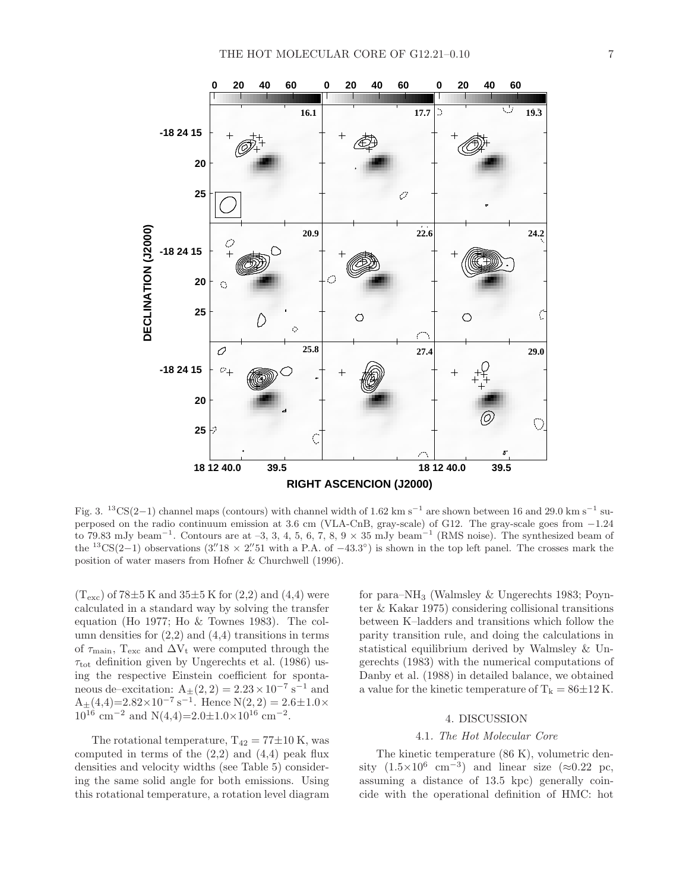Fig. 3. $^{13}$CS(2−1) channel maps (contours) with channel width of 1.62 km s$^{-1}$ are shown between 16 and 29.0 km s$^{-1}$ superposed on the radio continuum emission at 3.6 cm (VLA-CnB, gray-scale) of G12. The gray-scale goes from −1.24 to 79.83 mJy beam$^{-1}$. Contours are at –3, 3, 4, 5, 6, 7, 8, 9 × 35 mJy beam$^{-1}$ (RMS noise). The synthesized beam of the $^{13}$CS(2−1) observations (3.″18 × 2.″51 with a P.A. of −43.3°) is shown in the top left panel. The crosses mark the position of water masers from Hofner & Churchwell (1996).

($T_{exc}$) of 78±5 K and 35±5 K for (2,2) and (4,4) were calculated in a standard way by solving the transfer equation (Ho 1977; Ho & Townes 1983). The column densities for (2,2) and (4,4) transitions in terms of $\tau_{main}$, $T_{exc}$ and $\Delta V_t$ were computed through the $\tau_{tot}$ definition given by Ungerechts et al. (1986) using the respective Einstein coefficient for spontaneous de–excitation: $A_{\pm}(2,2) = 2.23 \times 10^{-7}$ s$^{-1}$ and $A_{\pm}(4,4)$=$2.82\times10^{-7}$ s$^{-1}$. Hence $N(2,2) = 2.6\pm1.0\times 10^{16}$ cm$^{-2}$ and N(4,4)=$2.0\pm1.0\times10^{16}$ cm$^{-2}$.

The rotational temperature, $T_{42} = 77\pm10$ K, was computed in terms of the (2,2) and (4,4) peak flux densities and velocity widths (see Table 5) considering the same solid angle for both emissions. Using this rotational temperature, a rotation level diagram for para–$NH_3$ (Walmsley & Ungerechts 1983; Poynter & Kakar 1975) considering collisional transitions between K–ladders and transitions which follow the parity transition rule, and doing the calculations in statistical equilibrium derived by Walmsley & Ungerechts (1983) with the numerical computations of Danby et al. (1988) in detailed balance, we obtained a value for the kinetic temperature of $T_k = 86\pm12$ K.

## 4. DISCUSSION

### 4.1. *The Hot Molecular Core*

The kinetic temperature (86 K), volumetric density ($1.5\times10^{6}$ cm$^{-3}$) and linear size (≈0.22 pc, assuming a distance of 13.5 kpc) generally coincide with the operational definition of HMC: hot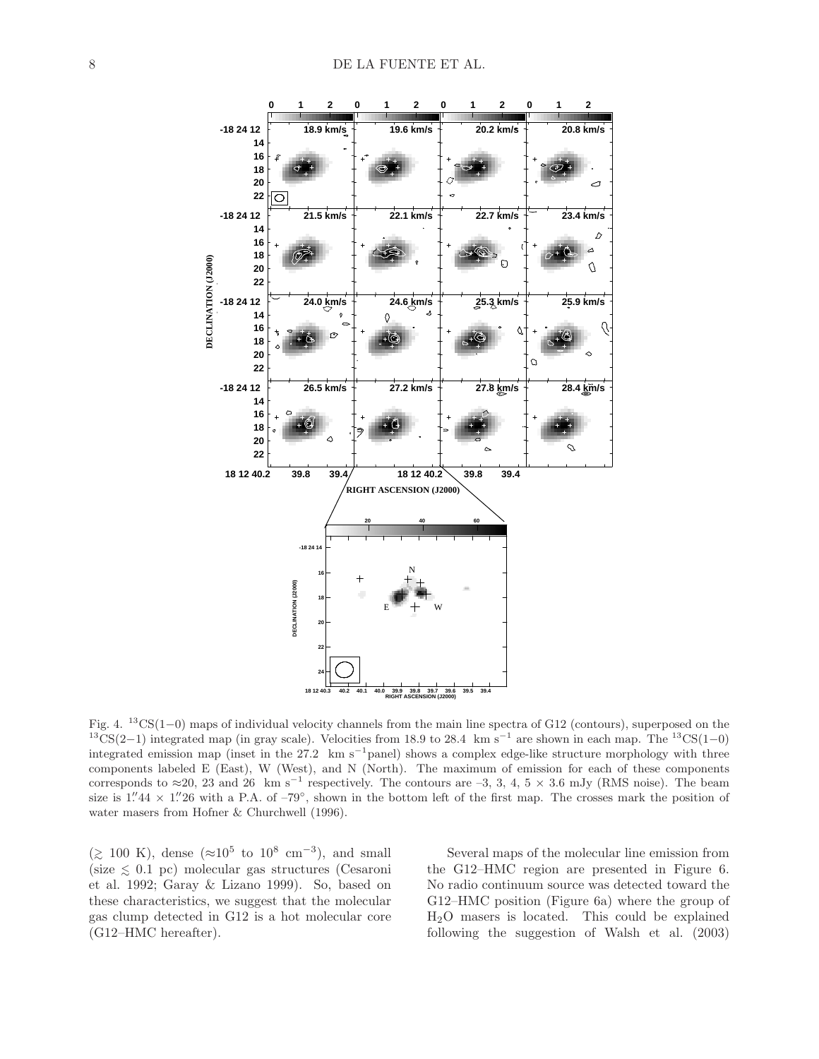Fig. 4. $^{13}$CS(1−0) maps of individual velocity channels from the main line spectra of G12 (contours), superposed on the $^{13}$CS(2−1) integrated map (in gray scale). Velocities from 18.9 to 28.4 km s$^{-1}$ are shown in each map. The $^{13}$CS(1−0) integrated emission map (inset in the 27.2 km s$^{-1}$panel) shows a complex edge-like structure morphology with three components labeled E (East), W (West), and N (North). The maximum of emission for each of these components corresponds to ≈20, 23 and 26 km s$^{-1}$ respectively. The contours are –3, 3, 4, 5 × 3.6 mJy (RMS noise). The beam size is 1.″44 × 1.″26 with a P.A. of –79°, shown in the bottom left of the first map. The crosses mark the position of water masers from Hofner & Churchwell (1996).

($\gtrsim$ 100 K), dense (≈$10^5$ to $10^8$ cm$^{-3}$), and small (size $\lesssim$ 0.1 pc) molecular gas structures (Cesaroni et al. 1992; Garay & Lizano 1999). So, based on these characteristics, we suggest that the molecular gas clump detected in G12 is a hot molecular core (G12–HMC hereafter).

Several maps of the molecular line emission from the G12–HMC region are presented in Figure 6. No radio continuum source was detected toward the G12–HMC position (Figure 6a) where the group of $H_2O$ masers is located. This could be explained following the suggestion of Walsh et al. (2003)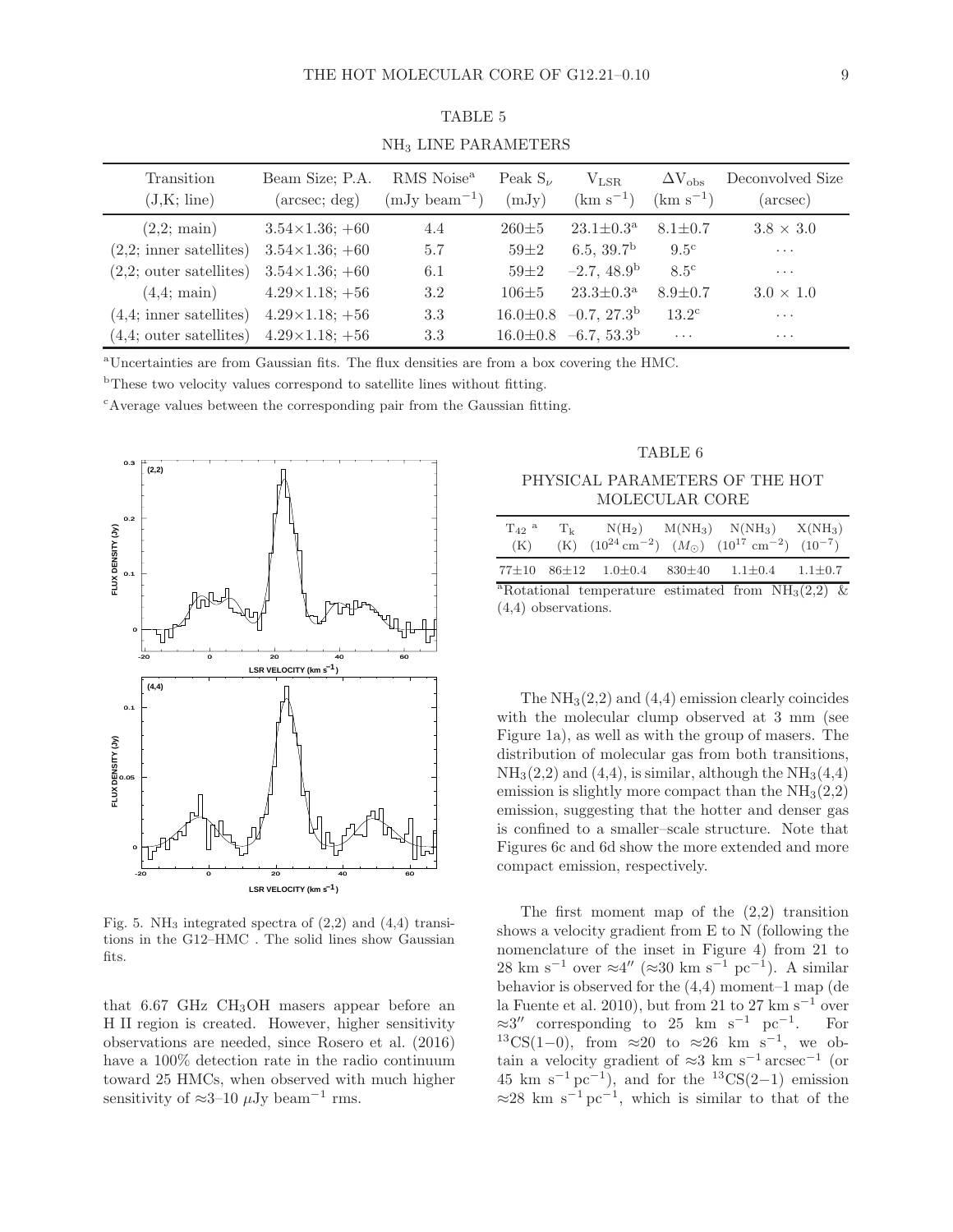TABLE 5

$NH_3$ LINE PARAMETERS

| Transition (J,K; line) | Beam Size; P.A. (arcsec; deg) | RMS Noise[a] (mJy beam$^{-1}$) | Peak $S_\nu$ (mJy) | $V_{LSR}$ (km s$^{-1}$) | $\Delta V_{obs}$ (km s$^{-1}$) | Deconvolved Size (arcsec) |
|---|---|---|---|---|---|---|
| (2,2; main) | 3.54×1.36; +60 | 4.4 | 260±5 | 23.1±0.3[a] | 8.1±0.7 | 3.8 × 3.0 |
| (2,2; inner satellites) | 3.54×1.36; +60 | 5.7 | 59±2 | 6.5, 39.7[b] | 9.5[c] | ··· |
| (2,2; outer satellites) | 3.54×1.36; +60 | 6.1 | 59±2 | −2.7, 48.9[b] | 8.5[c] | ··· |
| (4,4; main) | 4.29×1.18; +56 | 3.2 | 106±5 | 23.3±0.3[a] | 8.9±0.7 | 3.0 × 1.0 |
| (4,4; inner satellites) | 4.29×1.18; +56 | 3.3 | 16.0±0.8 | −0.7, 27.3[b] | 13.2[c] | ··· |
| (4,4; outer satellites) | 4.29×1.18; +56 | 3.3 | 16.0±0.8 | −6.7, 53.3[b] | ··· | ··· |

[a]Uncertainties are from Gaussian fits. The flux densities are from a box covering the HMC.

[b]These two velocity values correspond to satellite lines without fitting.

[c]Average values between the corresponding pair from the Gaussian fitting.

Fig. 5. $NH_3$ integrated spectra of (2,2) and (4,4) transitions in the G12–HMC . The solid lines show Gaussian fits.

that 6.67 GHz $CH_3OH$ masers appear before an H II region is created. However, higher sensitivity observations are needed, since Rosero et al. (2016) have a 100% detection rate in the radio continuum toward 25 HMCs, when observed with much higher sensitivity of ≈3–10 $\mu$Jy beam$^{-1}$ rms.

TABLE 6

PHYSICAL PARAMETERS OF THE HOT MOLECULAR CORE

| $T_{42}$ [a] (K) | $T_k$ (K) | $N(H_2)$ ($10^{24}$ cm$^{-2}$) | $M(NH_3)$ ($M_\odot$) | $N(NH_3)$ ($10^{17}$ cm$^{-2}$) | $X(NH_3)$ ($10^{-7}$) |
|---|---|---|---|---|---|
| 77±10 | 86±12 | 1.0±0.4 | 830±40 | 1.1±0.4 | 1.1±0.7 |

[a]Rotational temperature estimated from $NH_3$(2,2) & (4,4) observations.

The $NH_3$(2,2) and (4,4) emission clearly coincides with the molecular clump observed at 3 mm (see Figure 1a), as well as with the group of masers. The distribution of molecular gas from both transitions, $NH_3$(2,2) and (4,4), is similar, although the $NH_3$(4,4) emission is slightly more compact than the $NH_3$(2,2) emission, suggesting that the hotter and denser gas is confined to a smaller–scale structure. Note that Figures 6c and 6d show the more extended and more compact emission, respectively.

The first moment map of the (2,2) transition shows a velocity gradient from E to N (following the nomenclature of the inset in Figure 4) from 21 to 28 km s$^{-1}$ over ≈4″ (≈30 km s$^{-1}$ pc$^{-1}$). A similar behavior is observed for the (4,4) moment–1 map (de la Fuente et al. 2010), but from 21 to 27 km s$^{-1}$ over ≈3″ corresponding to 25 km s$^{-1}$ pc$^{-1}$. For $^{13}$CS(1−0), from ≈20 to ≈26 km s$^{-1}$, we obtain a velocity gradient of ≈3 km s$^{-1}$ arcsec$^{-1}$ (or 45 km s$^{-1}$ pc$^{-1}$), and for the $^{13}$CS(2−1) emission ≈28 km s$^{-1}$ pc$^{-1}$, which is similar to that of the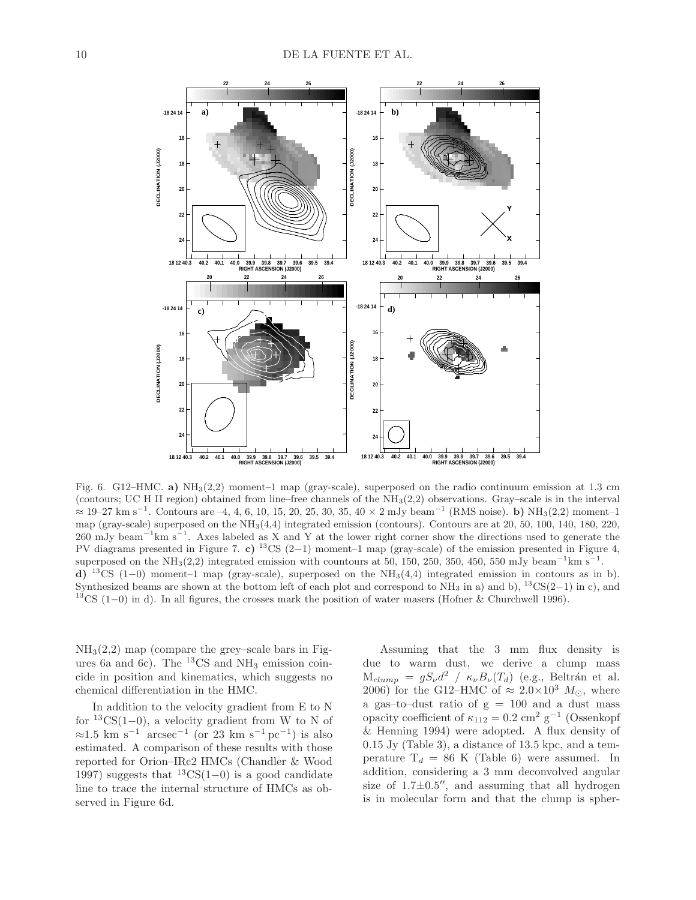Fig. 6. G12–HMC. **a)** $NH_3(2,2)$ moment–1 map (gray-scale), superposed on the radio continuum emission at 1.3 cm (contours; UC H II region) obtained from line–free channels of the $NH_3(2,2)$ observations. Gray–scale is in the interval $\approx$ 19–27 km s$^{-1}$. Contours are –4, 4, 6, 10, 15, 20, 25, 30, 35, 40 × 2 mJy beam$^{-1}$ (RMS noise). **b)** $NH_3(2,2)$ moment–1 map (gray-scale) superposed on the $NH_3(4,4)$ integrated emission (contours). Contours are at 20, 50, 100, 140, 180, 220, 260 mJy beam$^{-1}$km s$^{-1}$. Axes labeled as X and Y at the lower right corner show the directions used to generate the PV diagrams presented in Figure 7. **c)** $^{13}$CS (2−1) moment–1 map (gray-scale) of the emission presented in Figure 4, superposed on the $NH_3(2,2)$ integrated emission with countours at 50, 150, 250, 350, 450, 550 mJy beam$^{-1}$km s$^{-1}$. **d)** $^{13}$CS (1−0) moment–1 map (gray-scale), superposed on the $NH_3(4,4)$ integrated emission in contours as in b). Synthesized beams are shown at the bottom left of each plot and correspond to $NH_3$ in a) and b), $^{13}$CS(2−1) in c), and $^{13}$CS (1−0) in d). In all figures, the crosses mark the position of water masers (Hofner & Churchwell 1996).

$NH_3(2,2)$ map (compare the grey–scale bars in Figures 6a and 6c). The $^{13}$CS and $NH_3$ emission coincide in position and kinematics, which suggests no chemical differentiation in the HMC.

In addition to the velocity gradient from E to N for $^{13}$CS(1−0), a velocity gradient from W to N of $\approx$1.5 km s$^{-1}$ arcsec$^{-1}$ (or 23 km s$^{-1}$ pc$^{-1}$) is also estimated. A comparison of these results with those reported for Orion–IRc2 HMCs (Chandler & Wood 1997) suggests that $^{13}$CS(1−0) is a good candidate line to trace the internal structure of HMCs as observed in Figure 6d.

Assuming that the 3 mm flux density is due to warm dust, we derive a clump mass $M_{clump} = gS_\nu d^2 \ / \ \kappa_\nu B_\nu(T_d)$ (e.g., Beltrán et al. 2006) for the G12–HMC of $\approx 2.0\times10^3$ $M_\odot$, where a gas–to–dust ratio of g = 100 and a dust mass opacity coefficient of $\kappa_{112} = 0.2$ cm$^2$ g$^{-1}$ (Ossenkopf & Henning 1994) were adopted. A flux density of 0.15 Jy (Table 3), a distance of 13.5 kpc, and a temperature $T_d$ = 86 K (Table 6) were assumed. In addition, considering a 3 mm deconvolved angular size of 1.7±0.5″, and assuming that all hydrogen is in molecular form and that the clump is spher-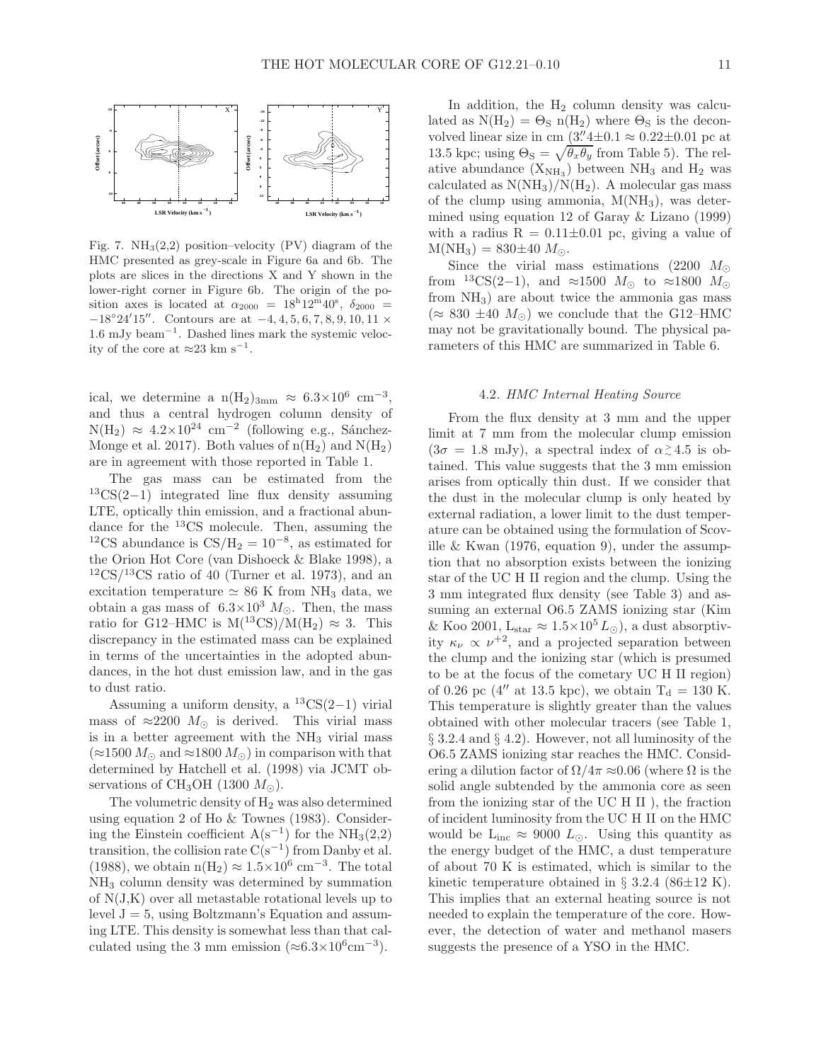Fig. 7. $NH_3(2,2)$ position–velocity (PV) diagram of the HMC presented as grey-scale in Figure 6a and 6b. The plots are slices in the directions X and Y shown in the lower-right corner in Figure 6b. The origin of the position axes is located at $\alpha_{2000} = 18^h12^m40^s$, $\delta_{2000} = -18°24'15''$. Contours are at $-4, 4, 5, 6, 7, 8, 9, 10, 11 \times 1.6$ mJy beam$^{-1}$. Dashed lines mark the systemic velocity of the core at $\approx$23 km s$^{-1}$.

ical, we determine a $n(H_2)_{3mm} \approx 6.3\times10^6$ cm$^{-3}$, and thus a central hydrogen column density of $N(H_2) \approx 4.2\times10^{24}$ cm$^{-2}$ (following e.g., Sánchez-Monge et al. 2017). Both values of $n(H_2)$ and $N(H_2)$ are in agreement with those reported in Table 1.

The gas mass can be estimated from the $^{13}CS(2-1)$ integrated line flux density assuming LTE, optically thin emission, and a fractional abundance for the $^{13}CS$ molecule. Then, assuming the $^{12}CS$ abundance is $CS/H_2 = 10^{-8}$, as estimated for the Orion Hot Core (van Dishoeck & Blake 1998), a $^{12}CS/^{13}CS$ ratio of 40 (Turner et al. 1973), and an excitation temperature $\simeq$ 86 K from $NH_3$ data, we obtain a gas mass of $6.3\times10^3$ $M_\odot$. Then, the mass ratio for G12–HMC is $M(^{13}CS)/M(H_2) \approx 3$. This discrepancy in the estimated mass can be explained in terms of the uncertainties in the adopted abundances, in the hot dust emission law, and in the gas to dust ratio.

Assuming a uniform density, a $^{13}CS(2-1)$ virial mass of $\approx$2200 $M_\odot$ is derived. This virial mass is in a better agreement with the $NH_3$ virial mass ($\approx$1500 $M_\odot$ and $\approx$1800 $M_\odot$) in comparison with that determined by Hatchell et al. (1998) via JCMT observations of $CH_3OH$ (1300 $M_\odot$).

The volumetric density of $H_2$ was also determined using equation 2 of Ho & Townes (1983). Considering the Einstein coefficient $A(s^{-1})$ for the $NH_3(2,2)$ transition, the collision rate $C(s^{-1})$ from Danby et al. (1988), we obtain $n(H_2) \approx 1.5\times10^6$ cm$^{-3}$. The total $NH_3$ column density was determined by summation of N(J,K) over all metastable rotational levels up to level J = 5, using Boltzmann's Equation and assuming LTE. This density is somewhat less than that calculated using the 3 mm emission ($\approx$6.3$\times10^6$cm$^{-3}$).

In addition, the $H_2$ column density was calculated as $N(H_2) = \Theta_S$ $n(H_2)$ where $\Theta_S$ is the deconvolved linear size in cm ($3''\!.4\pm0.1 \approx 0.22\pm0.01$ pc at 13.5 kpc; using $\Theta_S = \sqrt{\theta_x\theta_y}$ from Table 5). The relative abundance ($X_{NH_3}$) between $NH_3$ and $H_2$ was calculated as $N(NH_3)/N(H_2)$. A molecular gas mass of the clump using ammonia, $M(NH_3)$, was determined using equation 12 of Garay & Lizano (1999) with a radius R = 0.11$\pm$0.01 pc, giving a value of $M(NH_3) = 830\pm40$ $M_\odot$.

Since the virial mass estimations (2200 $M_\odot$ from $^{13}CS(2-1)$, and $\approx$1500 $M_\odot$ to $\approx$1800 $M_\odot$ from $NH_3$) are about twice the ammonia gas mass ($\approx$ 830 $\pm$40 $M_\odot$) we conclude that the G12–HMC may not be gravitationally bound. The physical parameters of this HMC are summarized in Table 6.

### 4.2. *HMC Internal Heating Source*

From the flux density at 3 mm and the upper limit at 7 mm from the molecular clump emission ($3\sigma$ = 1.8 mJy), a spectral index of $\alpha \gtrsim 4.5$ is obtained. This value suggests that the 3 mm emission arises from optically thin dust. If we consider that the dust in the molecular clump is only heated by external radiation, a lower limit to the dust temperature can be obtained using the formulation of Scoville & Kwan (1976, equation 9), under the assumption that no absorption exists between the ionizing star of the UC H II region and the clump. Using the 3 mm integrated flux density (see Table 3) and assuming an external O6.5 ZAMS ionizing star (Kim & Koo 2001, $L_{star} \approx 1.5\times10^5 L_\odot$), a dust absorptivity $\kappa_\nu \propto \nu^{+2}$, and a projected separation between the clump and the ionizing star (which is presumed to be at the focus of the cometary UC H II region) of 0.26 pc ($4''$ at 13.5 kpc), we obtain $T_d$ = 130 K. This temperature is slightly greater than the values obtained with other molecular tracers (see Table 1, § 3.2.4 and § 4.2). However, not all luminosity of the O6.5 ZAMS ionizing star reaches the HMC. Considering a dilution factor of $\Omega/4\pi \approx 0.06$ (where $\Omega$ is the solid angle subtended by the ammonia core as seen from the ionizing star of the UC H II ), the fraction of incident luminosity from the UC H II on the HMC would be $L_{inc} \approx 9000$ $L_\odot$. Using this quantity as the energy budget of the HMC, a dust temperature of about 70 K is estimated, which is similar to the kinetic temperature obtained in § 3.2.4 (86$\pm$12 K). This implies that an external heating source is not needed to explain the temperature of the core. However, the detection of water and methanol masers suggests the presence of a YSO in the HMC.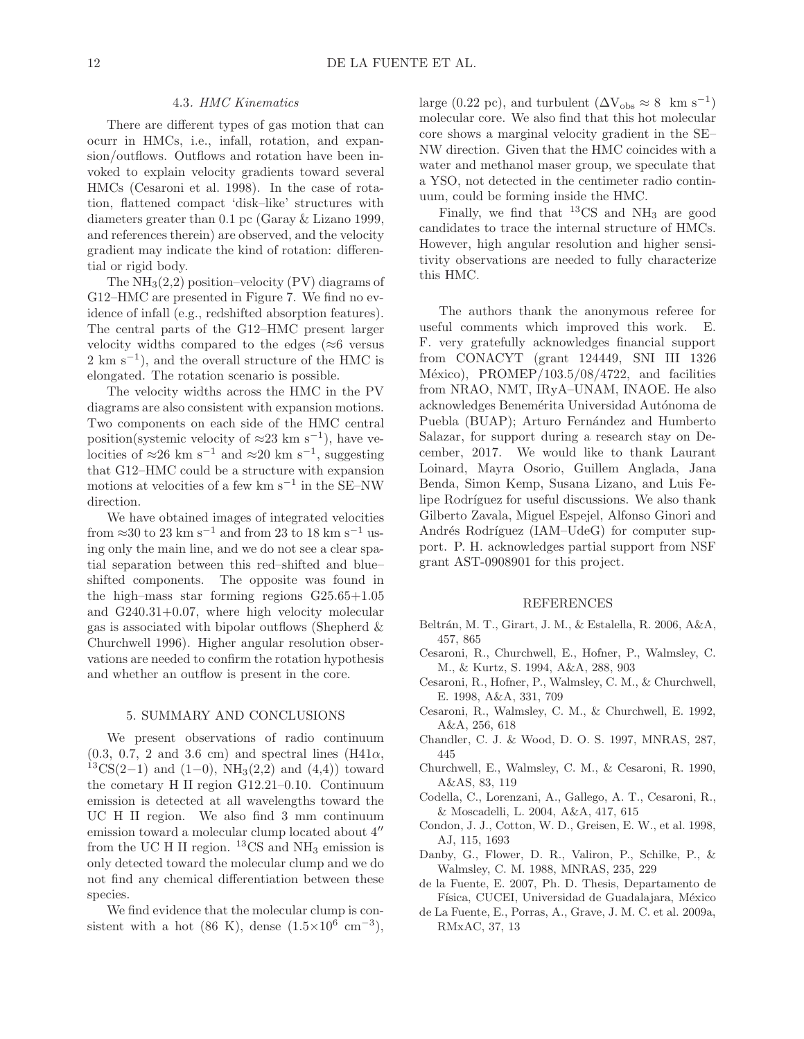### 4.3. *HMC Kinematics*

There are different types of gas motion that can ocurr in HMCs, i.e., infall, rotation, and expansion/outflows. Outflows and rotation have been invoked to explain velocity gradients toward several HMCs (Cesaroni et al. 1998). In the case of rotation, flattened compact 'disk–like' structures with diameters greater than 0.1 pc (Garay & Lizano 1999, and references therein) are observed, and the velocity gradient may indicate the kind of rotation: differential or rigid body.

The $NH_3$(2,2) position–velocity (PV) diagrams of G12–HMC are presented in Figure 7. We find no evidence of infall (e.g., redshifted absorption features). The central parts of the G12–HMC present larger velocity widths compared to the edges (≈6 versus 2 km s$^{-1}$), and the overall structure of the HMC is elongated. The rotation scenario is possible.

The velocity widths across the HMC in the PV diagrams are also consistent with expansion motions. Two components on each side of the HMC central position(systemic velocity of ≈23 km s$^{-1}$), have velocities of ≈26 km s$^{-1}$ and ≈20 km s$^{-1}$, suggesting that G12–HMC could be a structure with expansion motions at velocities of a few km s$^{-1}$ in the SE–NW direction.

We have obtained images of integrated velocities from ≈30 to 23 km s$^{-1}$ and from 23 to 18 km s$^{-1}$ using only the main line, and we do not see a clear spatial separation between this red–shifted and blue–shifted components. The opposite was found in the high–mass star forming regions G25.65+1.05 and G240.31+0.07, where high velocity molecular gas is associated with bipolar outflows (Shepherd & Churchwell 1996). Higher angular resolution observations are needed to confirm the rotation hypothesis and whether an outflow is present in the core.

## 5. SUMMARY AND CONCLUSIONS

We present observations of radio continuum (0.3, 0.7, 2 and 3.6 cm) and spectral lines (H41$\alpha$, $^{13}$CS(2−1) and (1−0), $NH_3$(2,2) and (4,4)) toward the cometary H II region G12.21–0.10. Continuum emission is detected at all wavelengths toward the UC H II region. We also find 3 mm continuum emission toward a molecular clump located about 4$''$ from the UC H II region. $^{13}$CS and $NH_3$ emission is only detected toward the molecular clump and we do not find any chemical differentiation between these species.

We find evidence that the molecular clump is consistent with a hot (86 K), dense ($1.5\times10^{6}$ cm$^{-3}$), large (0.22 pc), and turbulent ($\Delta V_{obs} \approx 8$ km s$^{-1}$) molecular core. We also find that this hot molecular core shows a marginal velocity gradient in the SE–NW direction. Given that the HMC coincides with a water and methanol maser group, we speculate that a YSO, not detected in the centimeter radio continuum, could be forming inside the HMC.

Finally, we find that $^{13}$CS and $NH_3$ are good candidates to trace the internal structure of HMCs. However, high angular resolution and higher sensitivity observations are needed to fully characterize this HMC.

The authors thank the anonymous referee for useful comments which improved this work. E. F. very gratefully acknowledges financial support from CONACYT (grant 124449, SNI III 1326 México), PROMEP/103.5/08/4722, and facilities from NRAO, NMT, IRyA–UNAM, INAOE. He also acknowledges Benemérita Universidad Autónoma de Puebla (BUAP); Arturo Fernández and Humberto Salazar, for support during a research stay on December, 2017. We would like to thank Laurant Loinard, Mayra Osorio, Guillem Anglada, Jana Benda, Simon Kemp, Susana Lizano, and Luis Felipe Rodríguez for useful discussions. We also thank Gilberto Zavala, Miguel Espejel, Alfonso Ginori and Andrés Rodríguez (IAM–UdeG) for computer support. P. H. acknowledges partial support from NSF grant AST-0908901 for this project.

## REFERENCES

Beltrán, M. T., Girart, J. M., & Estalella, R. 2006, A&A, 457, 865

Cesaroni, R., Churchwell, E., Hofner, P., Walmsley, C. M., & Kurtz, S. 1994, A&A, 288, 903

Cesaroni, R., Hofner, P., Walmsley, C. M., & Churchwell, E. 1998, A&A, 331, 709

Cesaroni, R., Walmsley, C. M., & Churchwell, E. 1992, A&A, 256, 618

Chandler, C. J. & Wood, D. O. S. 1997, MNRAS, 287, 445

Churchwell, E., Walmsley, C. M., & Cesaroni, R. 1990, A&AS, 83, 119

Codella, C., Lorenzani, A., Gallego, A. T., Cesaroni, R., & Moscadelli, L. 2004, A&A, 417, 615

Condon, J. J., Cotton, W. D., Greisen, E. W., et al. 1998, AJ, 115, 1693

Danby, G., Flower, D. R., Valiron, P., Schilke, P., & Walmsley, C. M. 1988, MNRAS, 235, 229

de la Fuente, E. 2007, Ph. D. Thesis, Departamento de Física, CUCEI, Universidad de Guadalajara, México

de La Fuente, E., Porras, A., Grave, J. M. C. et al. 2009a, RMxAC, 37, 13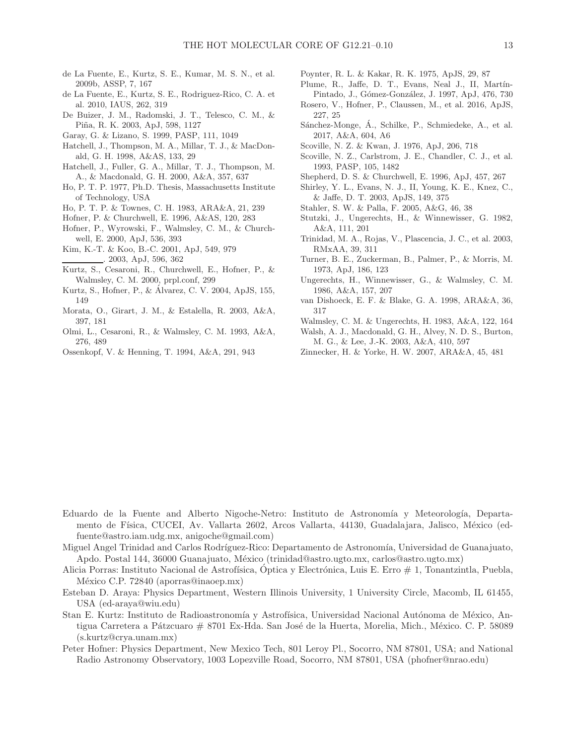de La Fuente, E., Kurtz, S. E., Kumar, M. S. N., et al. 2009b, ASSP, 7, 167

de La Fuente, E., Kurtz, S. E., Rodriguez-Rico, C. A. et al. 2010, IAUS, 262, 319

De Buizer, J. M., Radomski, J. T., Telesco, C. M., & Piña, R. K. 2003, ApJ, 598, 1127

Garay, G. & Lizano, S. 1999, PASP, 111, 1049

Hatchell, J., Thompson, M. A., Millar, T. J., & MacDonald, G. H. 1998, A&AS, 133, 29

Hatchell, J., Fuller, G. A., Millar, T. J., Thompson, M. A., & Macdonald, G. H. 2000, A&A, 357, 637

Ho, P. T. P. 1977, Ph.D. Thesis, Massachusetts Institute of Technology, USA

Ho, P. T. P. & Townes, C. H. 1983, ARA&A, 21, 239

Hofner, P. & Churchwell, E. 1996, A&AS, 120, 283

Hofner, P., Wyrowski, F., Walmsley, C. M., & Churchwell, E. 2000, ApJ, 536, 393

Kim, K.-T. & Koo, B.-C. 2001, ApJ, 549, 979

\_\_\_\_\_\_\_\_. 2003, ApJ, 596, 362

Kurtz, S., Cesaroni, R., Churchwell, E., Hofner, P., & Walmsley, C. M. 2000, prpl.conf, 299

Kurtz, S., Hofner, P., & Álvarez, C. V. 2004, ApJS, 155, 149

Morata, O., Girart, J. M., & Estalella, R. 2003, A&A, 397, 181

Olmi, L., Cesaroni, R., & Walmsley, C. M. 1993, A&A, 276, 489

Ossenkopf, V. & Henning, T. 1994, A&A, 291, 943

Poynter, R. L. & Kakar, R. K. 1975, ApJS, 29, 87

Plume, R., Jaffe, D. T., Evans, Neal J., II, Martín-Pintado, J., Gómez-González, J. 1997, ApJ, 476, 730

Rosero, V., Hofner, P., Claussen, M., et al. 2016, ApJS, 227, 25

Sánchez-Monge, Á., Schilke, P., Schmiedeke, A., et al. 2017, A&A, 604, A6

Scoville, N. Z. & Kwan, J. 1976, ApJ, 206, 718

Scoville, N. Z., Carlstrom, J. E., Chandler, C. J., et al. 1993, PASP, 105, 1482

Shepherd, D. S. & Churchwell, E. 1996, ApJ, 457, 267

Shirley, Y. L., Evans, N. J., II, Young, K. E., Knez, C., & Jaffe, D. T. 2003, ApJS, 149, 375

Stahler, S. W. & Palla, F. 2005, A&G, 46, 38

Stutzki, J., Ungerechts, H., & Winnewisser, G. 1982, A&A, 111, 201

Trinidad, M. A., Rojas, V., Plascencia, J. C., et al. 2003, RMxAA, 39, 311

Turner, B. E., Zuckerman, B., Palmer, P., & Morris, M. 1973, ApJ, 186, 123

Ungerechts, H., Winnewisser, G., & Walmsley, C. M. 1986, A&A, 157, 207

van Dishoeck, E. F. & Blake, G. A. 1998, ARA&A, 36, 317

Walmsley, C. M. & Ungerechts, H. 1983, A&A, 122, 164

Walsh, A. J., Macdonald, G. H., Alvey, N. D. S., Burton, M. G., & Lee, J.-K. 2003, A&A, 410, 597

Zinnecker, H. & Yorke, H. W. 2007, ARA&A, 45, 481

Eduardo de la Fuente and Alberto Nigoche-Netro: Instituto de Astronomía y Meteorología, Departamento de Física, CUCEI, Av. Vallarta 2602, Arcos Vallarta, 44130, Guadalajara, Jalisco, México (edfuente@astro.iam.udg.mx, anigoche@gmail.com)

Miguel Angel Trinidad and Carlos Rodríguez-Rico: Departamento de Astronomía, Universidad de Guanajuato, Apdo. Postal 144, 36000 Guanajuato, México (trinidad@astro.ugto.mx, carlos@astro.ugto.mx)

Alicia Porras: Instituto Nacional de Astrofísica, Óptica y Electrónica, Luis E. Erro # 1, Tonantzintla, Puebla, México C.P. 72840 (aporras@inaoep.mx)

Esteban D. Araya: Physics Department, Western Illinois University, 1 University Circle, Macomb, IL 61455, USA (ed-araya@wiu.edu)

Stan E. Kurtz: Instituto de Radioastronomía y Astrofísica, Universidad Nacional Autónoma de México, Antigua Carretera a Pátzcuaro # 8701 Ex-Hda. San José de la Huerta, Morelia, Mich., México. C. P. 58089 (s.kurtz@crya.unam.mx)

Peter Hofner: Physics Department, New Mexico Tech, 801 Leroy Pl., Socorro, NM 87801, USA; and National Radio Astronomy Observatory, 1003 Lopezville Road, Socorro, NM 87801, USA (phofner@nrao.edu)